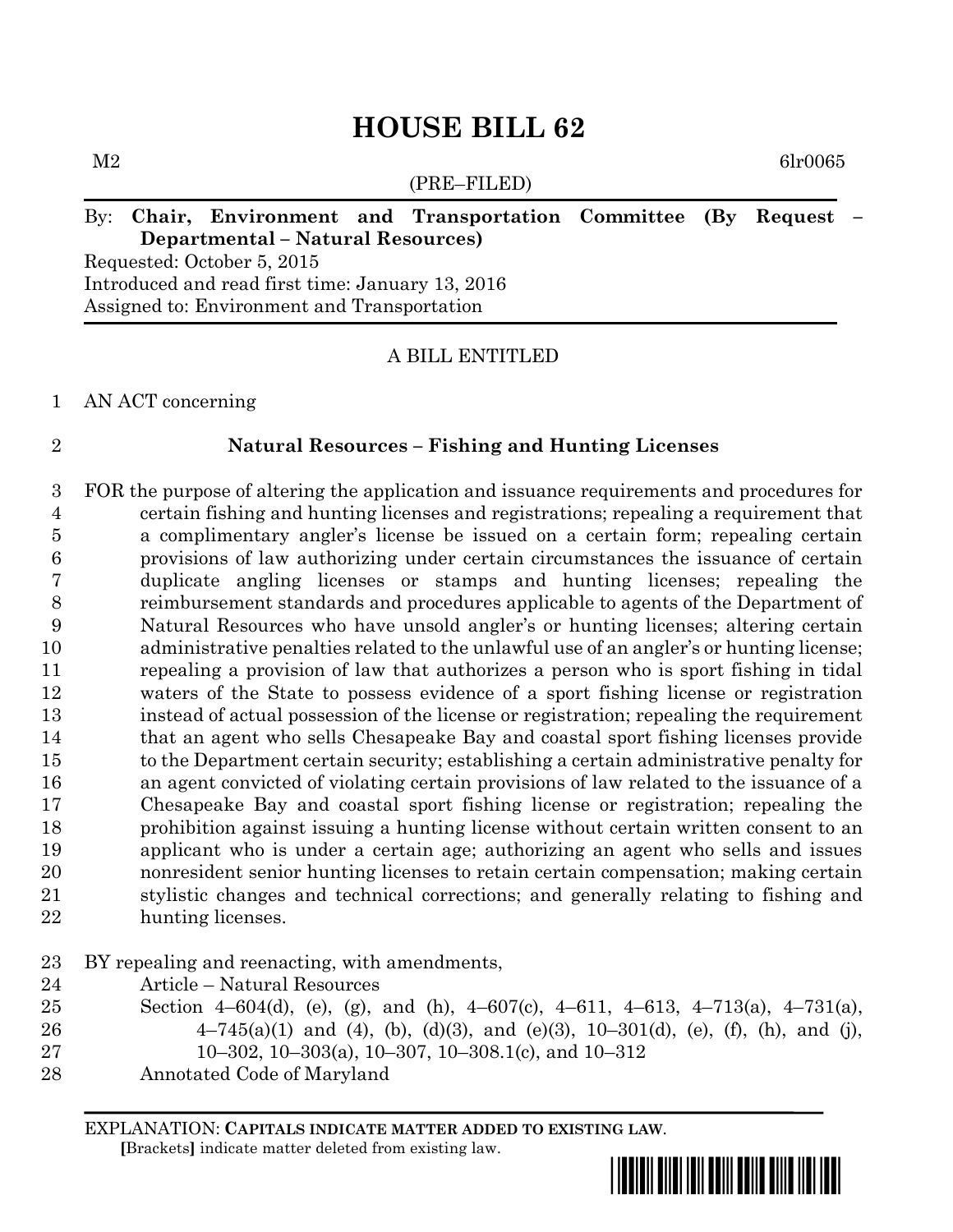# HOUSE BILL 62

M2 6lr0065

(PRE–FILED)

By: **Chair, Environment and Transportation Committee (By Request – Departmental – Natural Resources)**

Requested: October 5, 2015

Introduced and read first time: January 13, 2016

Assigned to: Environment and Transportation

A BILL ENTITLED

1 AN ACT concerning

2 **Natural Resources – Fishing and Hunting Licenses**

3 FOR the purpose of altering the application and issuance requirements and procedures for
4 certain fishing and hunting licenses and registrations; repealing a requirement that
5 a complimentary angler's license be issued on a certain form; repealing certain
6 provisions of law authorizing under certain circumstances the issuance of certain
7 duplicate angling licenses or stamps and hunting licenses; repealing the
8 reimbursement standards and procedures applicable to agents of the Department of
9 Natural Resources who have unsold angler's or hunting licenses; altering certain
10 administrative penalties related to the unlawful use of an angler's or hunting license;
11 repealing a provision of law that authorizes a person who is sport fishing in tidal
12 waters of the State to possess evidence of a sport fishing license or registration
13 instead of actual possession of the license or registration; repealing the requirement
14 that an agent who sells Chesapeake Bay and coastal sport fishing licenses provide
15 to the Department certain security; establishing a certain administrative penalty for
16 an agent convicted of violating certain provisions of law related to the issuance of a
17 Chesapeake Bay and coastal sport fishing license or registration; repealing the
18 prohibition against issuing a hunting license without certain written consent to an
19 applicant who is under a certain age; authorizing an agent who sells and issues
20 nonresident senior hunting licenses to retain certain compensation; making certain
21 stylistic changes and technical corrections; and generally relating to fishing and
22 hunting licenses.

23 BY repealing and reenacting, with amendments,
24 Article – Natural Resources
25 Section 4–604(d), (e), (g), and (h), 4–607(c), 4–611, 4–613, 4–713(a), 4–731(a),
26 4–745(a)(1) and (4), (b), (d)(3), and (e)(3), 10–301(d), (e), (f), (h), and (j),
27 10–302, 10–303(a), 10–307, 10–308.1(c), and 10–312
28 Annotated Code of Maryland

EXPLANATION: **CAPITALS INDICATE MATTER ADDED TO EXISTING LAW**.
[Brackets] indicate matter deleted from existing law.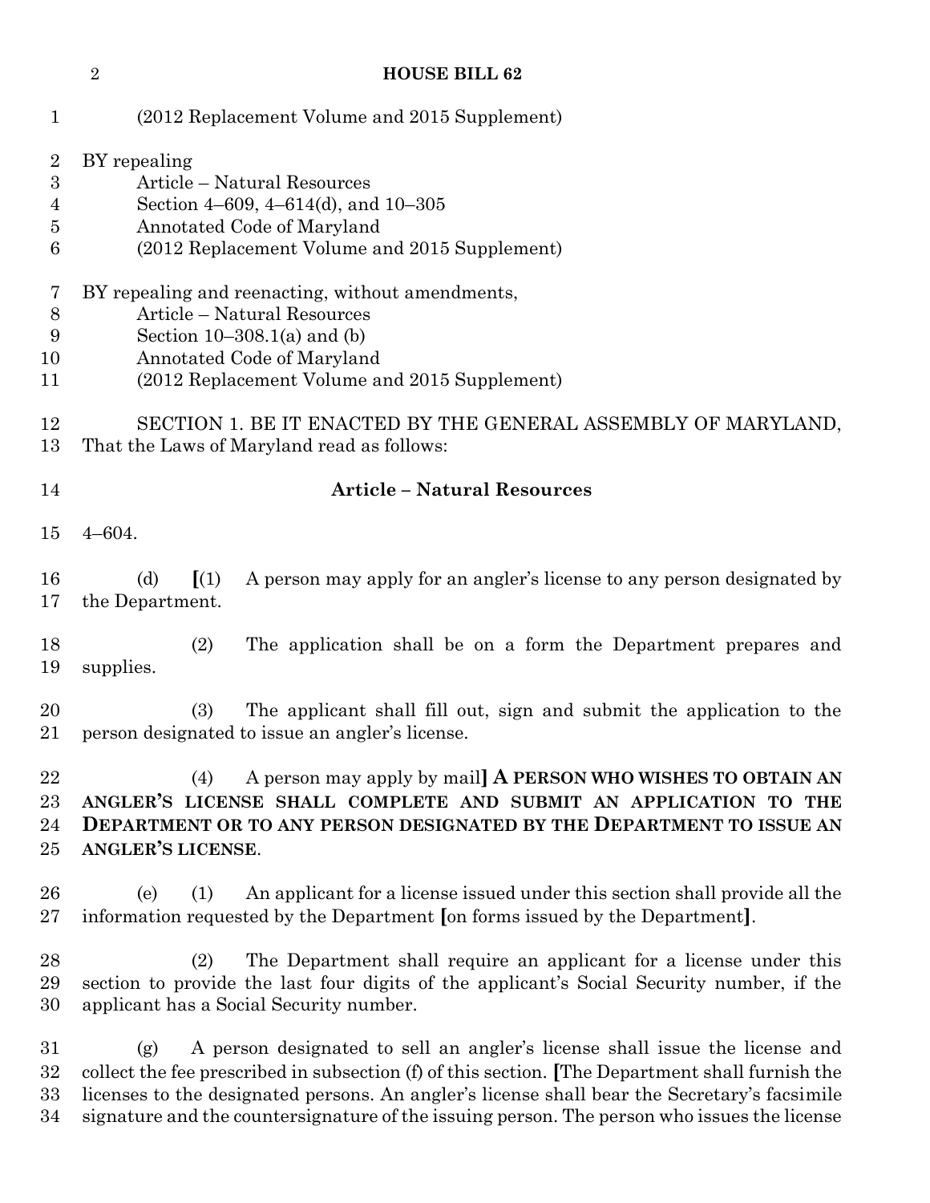(2012 Replacement Volume and 2015 Supplement)

BY repealing

Article – Natural Resources

Section 4–609, 4–614(d), and 10–305

Annotated Code of Maryland

(2012 Replacement Volume and 2015 Supplement)

BY repealing and reenacting, without amendments,

Article – Natural Resources

Section 10–308.1(a) and (b)

Annotated Code of Maryland

(2012 Replacement Volume and 2015 Supplement)

SECTION 1. BE IT ENACTED BY THE GENERAL ASSEMBLY OF MARYLAND, That the Laws of Maryland read as follows:

**Article – Natural Resources**

4–604.

(d) [(1) A person may apply for an angler's license to any person designated by the Department.

(2) The application shall be on a form the Department prepares and supplies.

(3) The applicant shall fill out, sign and submit the application to the person designated to issue an angler's license.

(4) A person may apply by mail] **A PERSON WHO WISHES TO OBTAIN AN ANGLER'S LICENSE SHALL COMPLETE AND SUBMIT AN APPLICATION TO THE DEPARTMENT OR TO ANY PERSON DESIGNATED BY THE DEPARTMENT TO ISSUE AN ANGLER'S LICENSE**.

(e) (1) An applicant for a license issued under this section shall provide all the information requested by the Department [on forms issued by the Department].

(2) The Department shall require an applicant for a license under this section to provide the last four digits of the applicant's Social Security number, if the applicant has a Social Security number.

(g) A person designated to sell an angler's license shall issue the license and collect the fee prescribed in subsection (f) of this section. [The Department shall furnish the licenses to the designated persons. An angler's license shall bear the Secretary's facsimile signature and the countersignature of the issuing person. The person who issues the license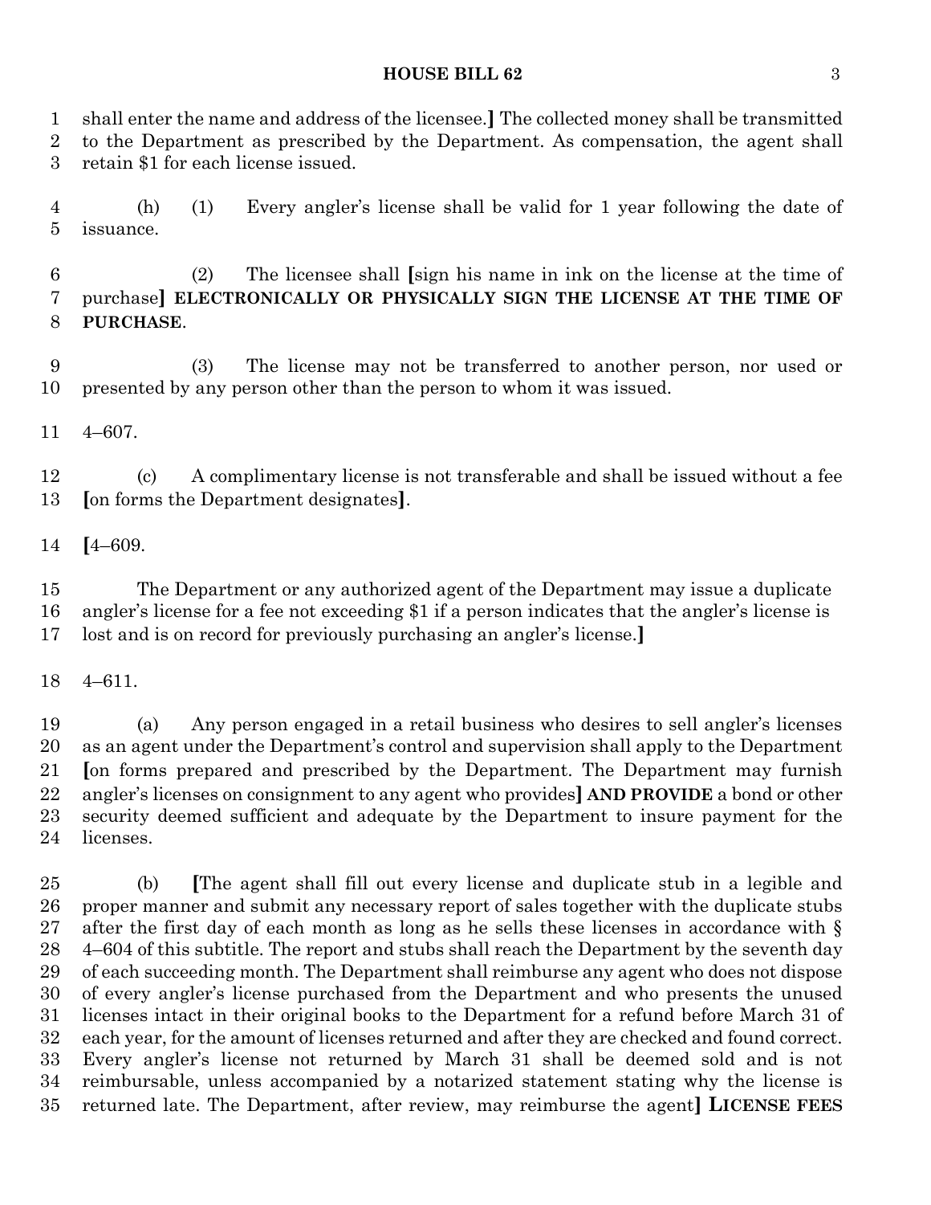shall enter the name and address of the licensee.] The collected money shall be transmitted to the Department as prescribed by the Department. As compensation, the agent shall retain $1 for each license issued.

(h) (1) Every angler's license shall be valid for 1 year following the date of issuance.

(2) The licensee shall [sign his name in ink on the license at the time of purchase] **ELECTRONICALLY OR PHYSICALLY SIGN THE LICENSE AT THE TIME OF PURCHASE**.

(3) The license may not be transferred to another person, nor used or presented by any person other than the person to whom it was issued.

4–607.

(c) A complimentary license is not transferable and shall be issued without a fee [on forms the Department designates].

[4–609.

The Department or any authorized agent of the Department may issue a duplicate angler's license for a fee not exceeding $1 if a person indicates that the angler's license is lost and is on record for previously purchasing an angler's license.]

4–611.

(a) Any person engaged in a retail business who desires to sell angler's licenses as an agent under the Department's control and supervision shall apply to the Department [on forms prepared and prescribed by the Department. The Department may furnish angler's licenses on consignment to any agent who provides] **AND PROVIDE** a bond or other security deemed sufficient and adequate by the Department to insure payment for the licenses.

(b) [The agent shall fill out every license and duplicate stub in a legible and proper manner and submit any necessary report of sales together with the duplicate stubs after the first day of each month as long as he sells these licenses in accordance with § 4–604 of this subtitle. The report and stubs shall reach the Department by the seventh day of each succeeding month. The Department shall reimburse any agent who does not dispose of every angler's license purchased from the Department and who presents the unused licenses intact in their original books to the Department for a refund before March 31 of each year, for the amount of licenses returned and after they are checked and found correct. Every angler's license not returned by March 31 shall be deemed sold and is not reimbursable, unless accompanied by a notarized statement stating why the license is returned late. The Department, after review, may reimburse the agent] **LICENSE FEES**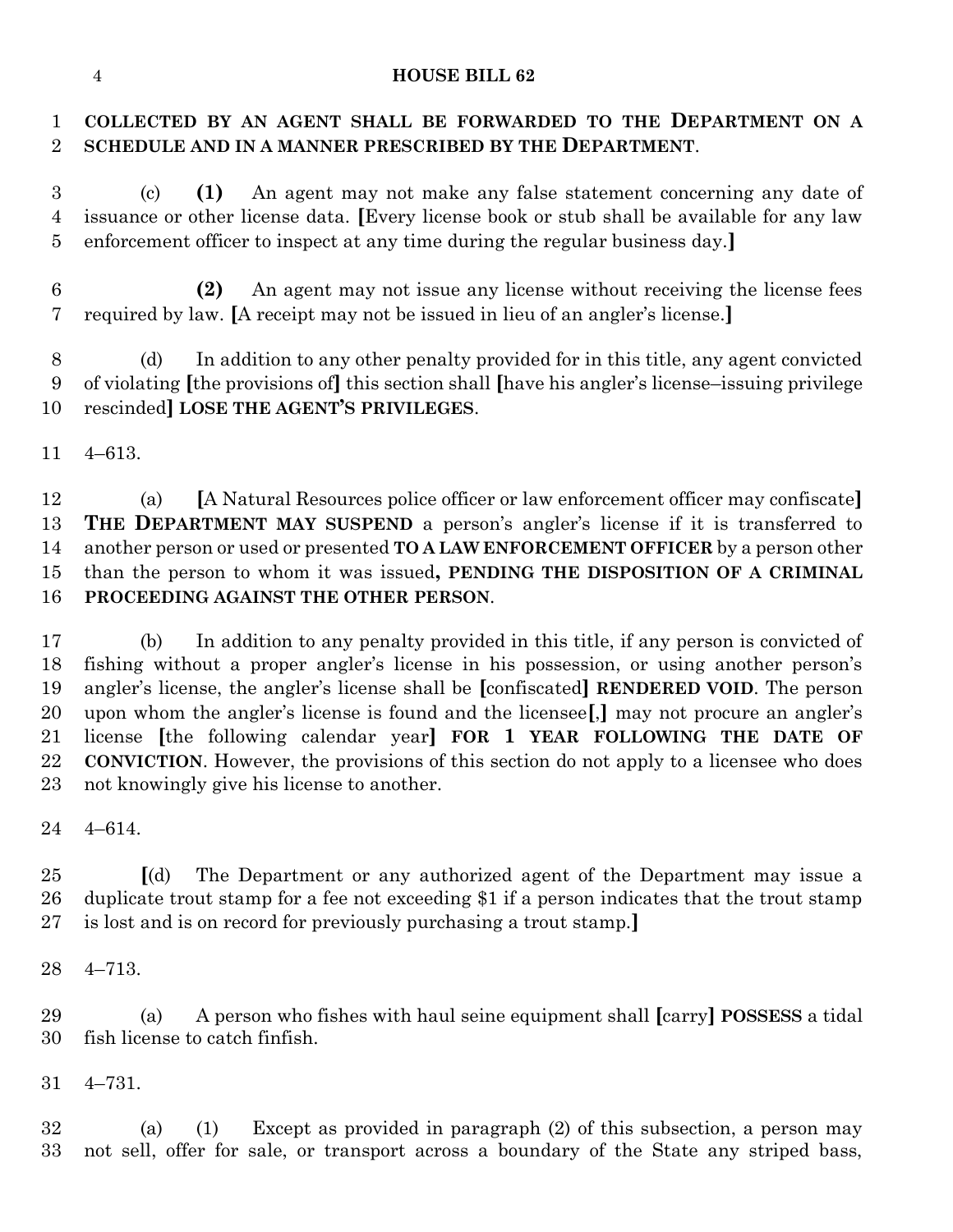**COLLECTED BY AN AGENT SHALL BE FORWARDED TO THE DEPARTMENT ON A SCHEDULE AND IN A MANNER PRESCRIBED BY THE DEPARTMENT**.

(c) **(1)** An agent may not make any false statement concerning any date of issuance or other license data. **[**Every license book or stub shall be available for any law enforcement officer to inspect at any time during the regular business day.**]**

**(2)** An agent may not issue any license without receiving the license fees required by law. **[**A receipt may not be issued in lieu of an angler's license.**]**

(d) In addition to any other penalty provided for in this title, any agent convicted of violating **[**the provisions of**]** this section shall **[**have his angler's license–issuing privilege rescinded**]** **LOSE THE AGENT'S PRIVILEGES**.

4–613.

(a) **[**A Natural Resources police officer or law enforcement officer may confiscate**]** **THE DEPARTMENT MAY SUSPEND** a person's angler's license if it is transferred to another person or used or presented **TO A LAW ENFORCEMENT OFFICER** by a person other than the person to whom it was issued**, PENDING THE DISPOSITION OF A CRIMINAL PROCEEDING AGAINST THE OTHER PERSON**.

(b) In addition to any penalty provided in this title, if any person is convicted of fishing without a proper angler's license in his possession, or using another person's angler's license, the angler's license shall be **[**confiscated**]** **RENDERED VOID**. The person upon whom the angler's license is found and the licensee**[**,**]** may not procure an angler's license **[**the following calendar year**]** **FOR 1 YEAR FOLLOWING THE DATE OF CONVICTION**. However, the provisions of this section do not apply to a licensee who does not knowingly give his license to another.

4–614.

**[**(d) The Department or any authorized agent of the Department may issue a duplicate trout stamp for a fee not exceeding $1 if a person indicates that the trout stamp is lost and is on record for previously purchasing a trout stamp.**]**

4–713.

(a) A person who fishes with haul seine equipment shall **[**carry**]** **POSSESS** a tidal fish license to catch finfish.

4–731.

(a) (1) Except as provided in paragraph (2) of this subsection, a person may not sell, offer for sale, or transport across a boundary of the State any striped bass,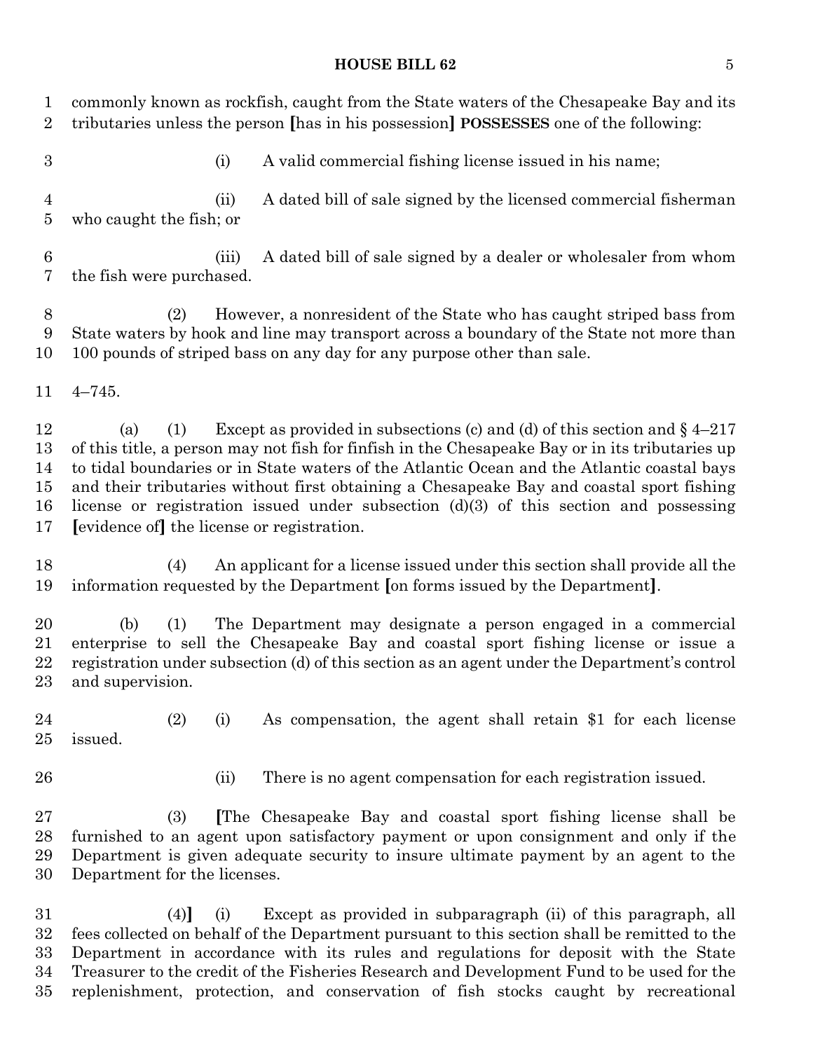commonly known as rockfish, caught from the State waters of the Chesapeake Bay and its tributaries unless the person [has in his possession] **POSSESSES** one of the following:

(i) A valid commercial fishing license issued in his name;

(ii) A dated bill of sale signed by the licensed commercial fisherman who caught the fish; or

(iii) A dated bill of sale signed by a dealer or wholesaler from whom the fish were purchased.

(2) However, a nonresident of the State who has caught striped bass from State waters by hook and line may transport across a boundary of the State not more than 100 pounds of striped bass on any day for any purpose other than sale.

4–745.

(a) (1) Except as provided in subsections (c) and (d) of this section and § 4–217 of this title, a person may not fish for finfish in the Chesapeake Bay or in its tributaries up to tidal boundaries or in State waters of the Atlantic Ocean and the Atlantic coastal bays and their tributaries without first obtaining a Chesapeake Bay and coastal sport fishing license or registration issued under subsection (d)(3) of this section and possessing [evidence of] the license or registration.

(4) An applicant for a license issued under this section shall provide all the information requested by the Department [on forms issued by the Department].

(b) (1) The Department may designate a person engaged in a commercial enterprise to sell the Chesapeake Bay and coastal sport fishing license or issue a registration under subsection (d) of this section as an agent under the Department's control and supervision.

(2) (i) As compensation, the agent shall retain $1 for each license issued.

(ii) There is no agent compensation for each registration issued.

(3) [The Chesapeake Bay and coastal sport fishing license shall be furnished to an agent upon satisfactory payment or upon consignment and only if the Department is given adequate security to insure ultimate payment by an agent to the Department for the licenses.

(4)] (i) Except as provided in subparagraph (ii) of this paragraph, all fees collected on behalf of the Department pursuant to this section shall be remitted to the Department in accordance with its rules and regulations for deposit with the State Treasurer to the credit of the Fisheries Research and Development Fund to be used for the replenishment, protection, and conservation of fish stocks caught by recreational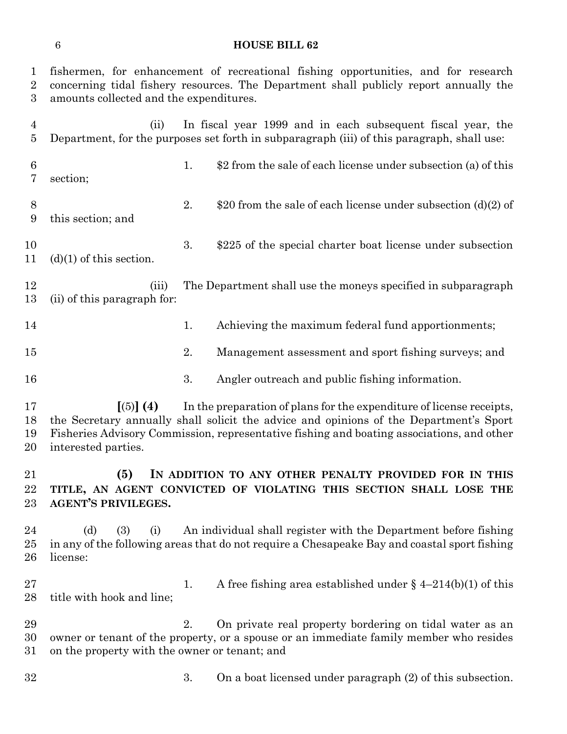fishermen, for enhancement of recreational fishing opportunities, and for research concerning tidal fishery resources. The Department shall publicly report annually the amounts collected and the expenditures.

(ii) In fiscal year 1999 and in each subsequent fiscal year, the Department, for the purposes set forth in subparagraph (iii) of this paragraph, shall use:

1. $2 from the sale of each license under subsection (a) of this section;

2. $20 from the sale of each license under subsection (d)(2) of this section; and

3. $225 of the special charter boat license under subsection (d)(1) of this section.

(iii) The Department shall use the moneys specified in subparagraph (ii) of this paragraph for:

1. Achieving the maximum federal fund apportionments;

2. Management assessment and sport fishing surveys; and

3. Angler outreach and public fishing information.

**[**(5)**] (4)** In the preparation of plans for the expenditure of license receipts, the Secretary annually shall solicit the advice and opinions of the Department's Sport Fisheries Advisory Commission, representative fishing and boating associations, and other interested parties.

**(5) IN ADDITION TO ANY OTHER PENALTY PROVIDED FOR IN THIS TITLE, AN AGENT CONVICTED OF VIOLATING THIS SECTION SHALL LOSE THE AGENT'S PRIVILEGES.**

(d) (3) (i) An individual shall register with the Department before fishing in any of the following areas that do not require a Chesapeake Bay and coastal sport fishing license:

1. A free fishing area established under § 4–214(b)(1) of this title with hook and line;

2. On private real property bordering on tidal water as an owner or tenant of the property, or a spouse or an immediate family member who resides on the property with the owner or tenant; and

3. On a boat licensed under paragraph (2) of this subsection.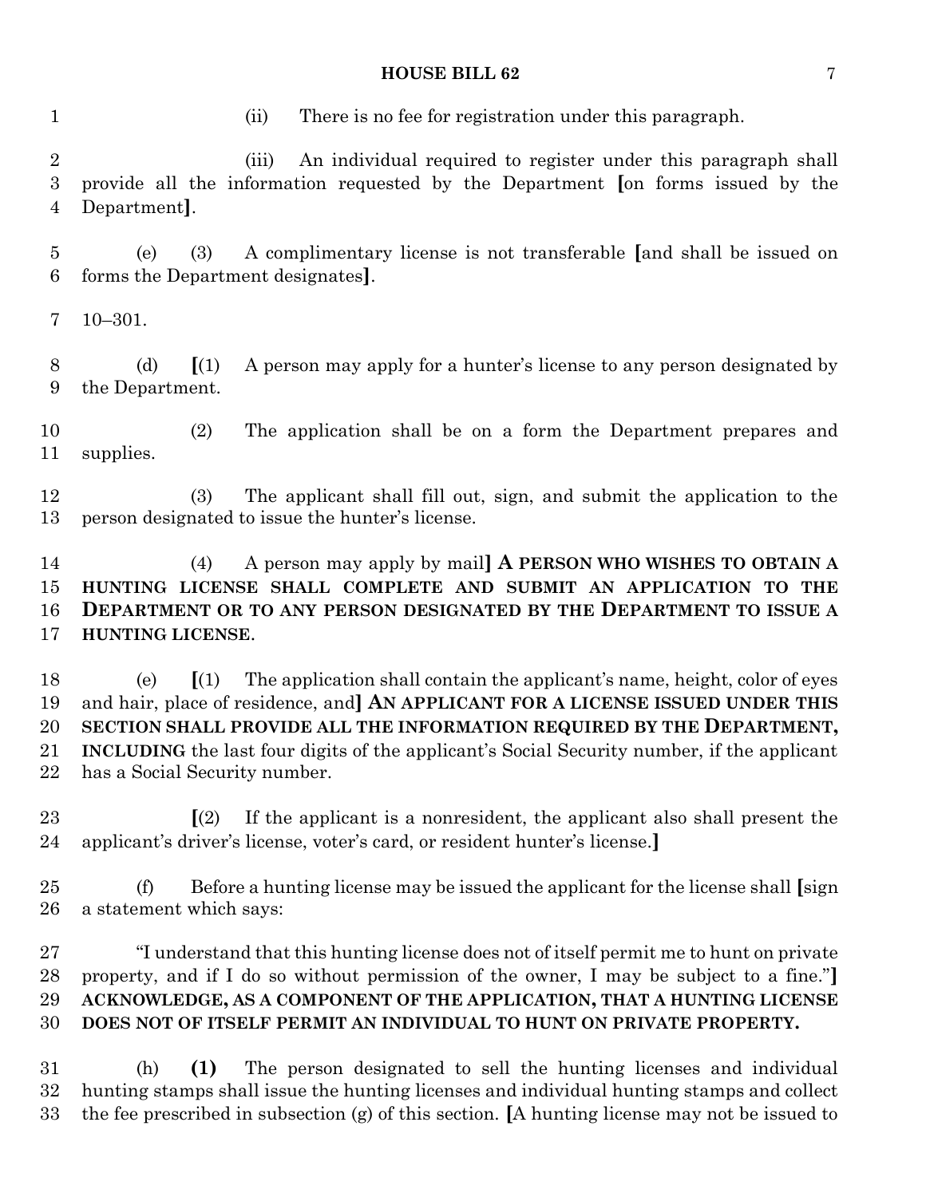(ii) There is no fee for registration under this paragraph.

(iii) An individual required to register under this paragraph shall provide all the information requested by the Department [on forms issued by the Department].

(e) (3) A complimentary license is not transferable [and shall be issued on forms the Department designates].

10–301.

(d) [(1) A person may apply for a hunter's license to any person designated by the Department.

(2) The application shall be on a form the Department prepares and supplies.

(3) The applicant shall fill out, sign, and submit the application to the person designated to issue the hunter's license.

(4) A person may apply by mail] **A PERSON WHO WISHES TO OBTAIN A HUNTING LICENSE SHALL COMPLETE AND SUBMIT AN APPLICATION TO THE DEPARTMENT OR TO ANY PERSON DESIGNATED BY THE DEPARTMENT TO ISSUE A HUNTING LICENSE**.

(e) [(1) The application shall contain the applicant's name, height, color of eyes and hair, place of residence, and] **AN APPLICANT FOR A LICENSE ISSUED UNDER THIS SECTION SHALL PROVIDE ALL THE INFORMATION REQUIRED BY THE DEPARTMENT, INCLUDING** the last four digits of the applicant's Social Security number, if the applicant has a Social Security number.

[(2) If the applicant is a nonresident, the applicant also shall present the applicant's driver's license, voter's card, or resident hunter's license.]

(f) Before a hunting license may be issued the applicant for the license shall [sign a statement which says:

"I understand that this hunting license does not of itself permit me to hunt on private property, and if I do so without permission of the owner, I may be subject to a fine."] **ACKNOWLEDGE, AS A COMPONENT OF THE APPLICATION, THAT A HUNTING LICENSE DOES NOT OF ITSELF PERMIT AN INDIVIDUAL TO HUNT ON PRIVATE PROPERTY.**

(h) **(1)** The person designated to sell the hunting licenses and individual hunting stamps shall issue the hunting licenses and individual hunting stamps and collect the fee prescribed in subsection (g) of this section. [A hunting license may not be issued to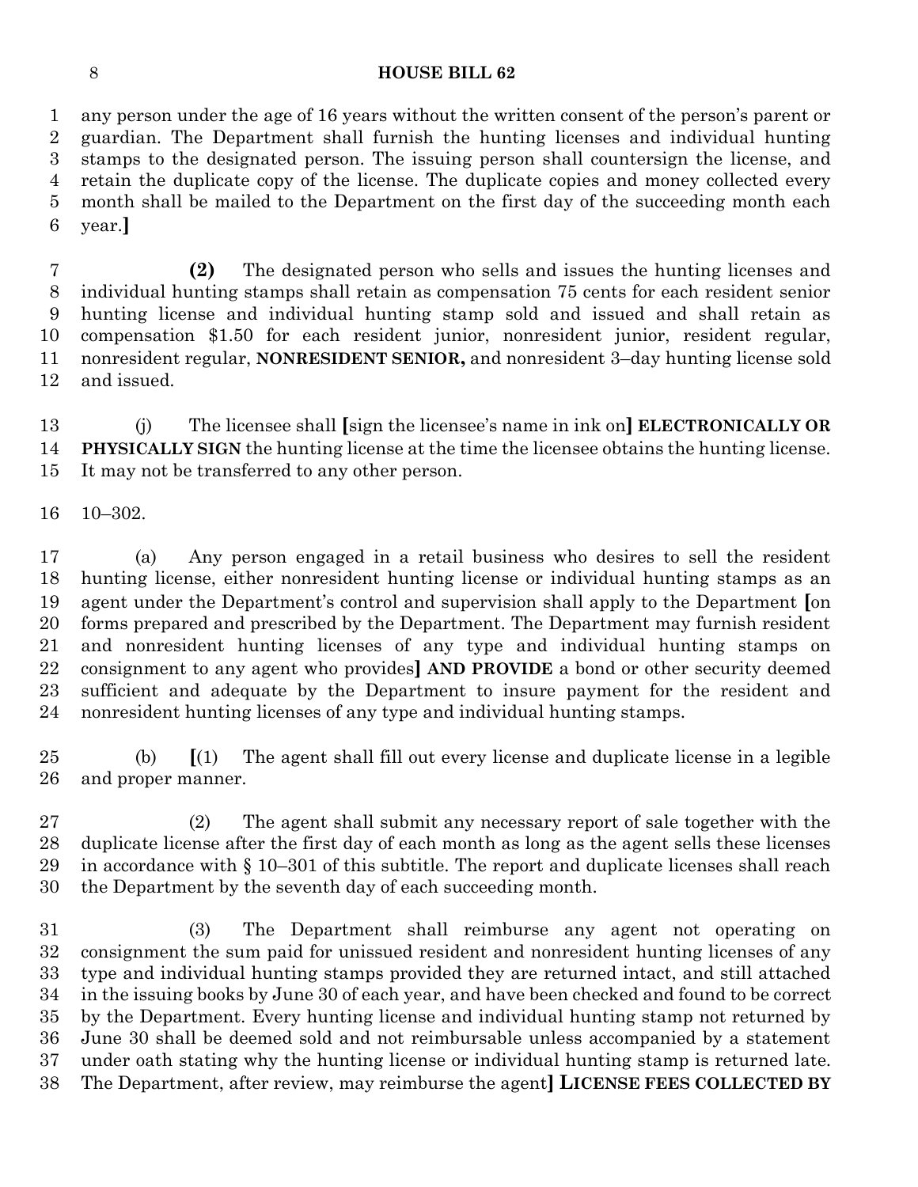any person under the age of 16 years without the written consent of the person's parent or guardian. The Department shall furnish the hunting licenses and individual hunting stamps to the designated person. The issuing person shall countersign the license, and retain the duplicate copy of the license. The duplicate copies and money collected every month shall be mailed to the Department on the first day of the succeeding month each year.**]**

**(2)** The designated person who sells and issues the hunting licenses and individual hunting stamps shall retain as compensation 75 cents for each resident senior hunting license and individual hunting stamp sold and issued and shall retain as compensation $1.50 for each resident junior, nonresident junior, resident regular, nonresident regular, **NONRESIDENT SENIOR,** and nonresident 3–day hunting license sold and issued.

(j) The licensee shall **[**sign the licensee's name in ink on**] ELECTRONICALLY OR PHYSICALLY SIGN** the hunting license at the time the licensee obtains the hunting license. It may not be transferred to any other person.

10–302.

(a) Any person engaged in a retail business who desires to sell the resident hunting license, either nonresident hunting license or individual hunting stamps as an agent under the Department's control and supervision shall apply to the Department **[**on forms prepared and prescribed by the Department. The Department may furnish resident and nonresident hunting licenses of any type and individual hunting stamps on consignment to any agent who provides**] AND PROVIDE** a bond or other security deemed sufficient and adequate by the Department to insure payment for the resident and nonresident hunting licenses of any type and individual hunting stamps.

(b) **[**(1) The agent shall fill out every license and duplicate license in a legible and proper manner.

(2) The agent shall submit any necessary report of sale together with the duplicate license after the first day of each month as long as the agent sells these licenses in accordance with § 10–301 of this subtitle. The report and duplicate licenses shall reach the Department by the seventh day of each succeeding month.

(3) The Department shall reimburse any agent not operating on consignment the sum paid for unissued resident and nonresident hunting licenses of any type and individual hunting stamps provided they are returned intact, and still attached in the issuing books by June 30 of each year, and have been checked and found to be correct by the Department. Every hunting license and individual hunting stamp not returned by June 30 shall be deemed sold and not reimbursable unless accompanied by a statement under oath stating why the hunting license or individual hunting stamp is returned late. The Department, after review, may reimburse the agent**] LICENSE FEES COLLECTED BY**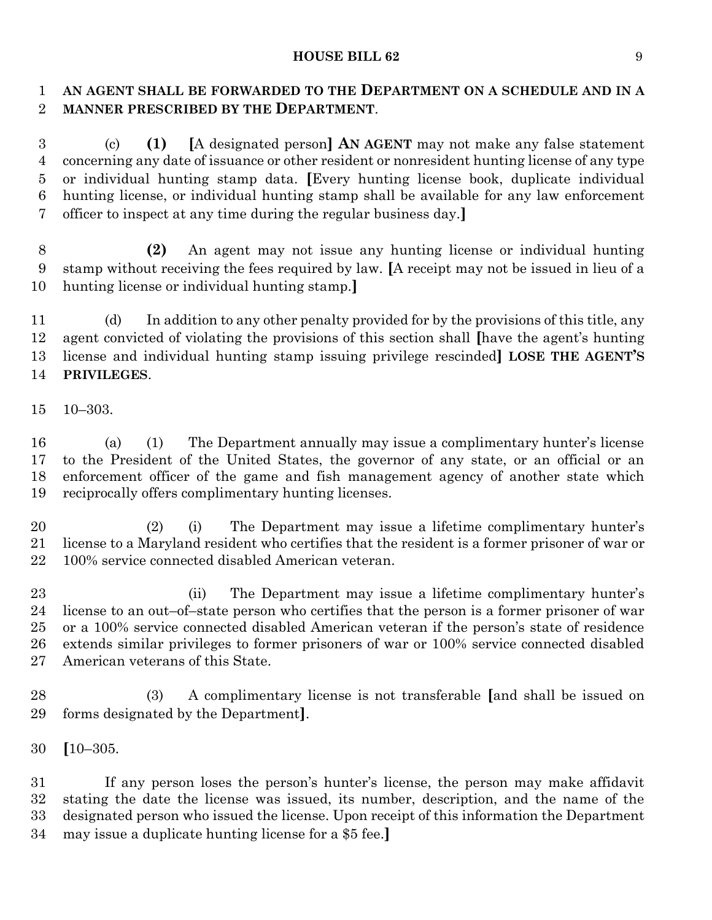**AN AGENT SHALL BE FORWARDED TO THE DEPARTMENT ON A SCHEDULE AND IN A MANNER PRESCRIBED BY THE DEPARTMENT**.

(c) **(1)** **[**A designated person**]** **AN AGENT** may not make any false statement concerning any date of issuance or other resident or nonresident hunting license of any type or individual hunting stamp data. **[**Every hunting license book, duplicate individual hunting license, or individual hunting stamp shall be available for any law enforcement officer to inspect at any time during the regular business day.**]**

**(2)** An agent may not issue any hunting license or individual hunting stamp without receiving the fees required by law. **[**A receipt may not be issued in lieu of a hunting license or individual hunting stamp.**]**

(d) In addition to any other penalty provided for by the provisions of this title, any agent convicted of violating the provisions of this section shall **[**have the agent's hunting license and individual hunting stamp issuing privilege rescinded**]** **LOSE THE AGENT'S PRIVILEGES**.

10–303.

(a) (1) The Department annually may issue a complimentary hunter's license to the President of the United States, the governor of any state, or an official or an enforcement officer of the game and fish management agency of another state which reciprocally offers complimentary hunting licenses.

(2) (i) The Department may issue a lifetime complimentary hunter's license to a Maryland resident who certifies that the resident is a former prisoner of war or 100% service connected disabled American veteran.

(ii) The Department may issue a lifetime complimentary hunter's license to an out–of–state person who certifies that the person is a former prisoner of war or a 100% service connected disabled American veteran if the person's state of residence extends similar privileges to former prisoners of war or 100% service connected disabled American veterans of this State.

(3) A complimentary license is not transferable **[**and shall be issued on forms designated by the Department**]**.

**[**10–305.

If any person loses the person's hunter's license, the person may make affidavit stating the date the license was issued, its number, description, and the name of the designated person who issued the license. Upon receipt of this information the Department may issue a duplicate hunting license for a $5 fee.**]**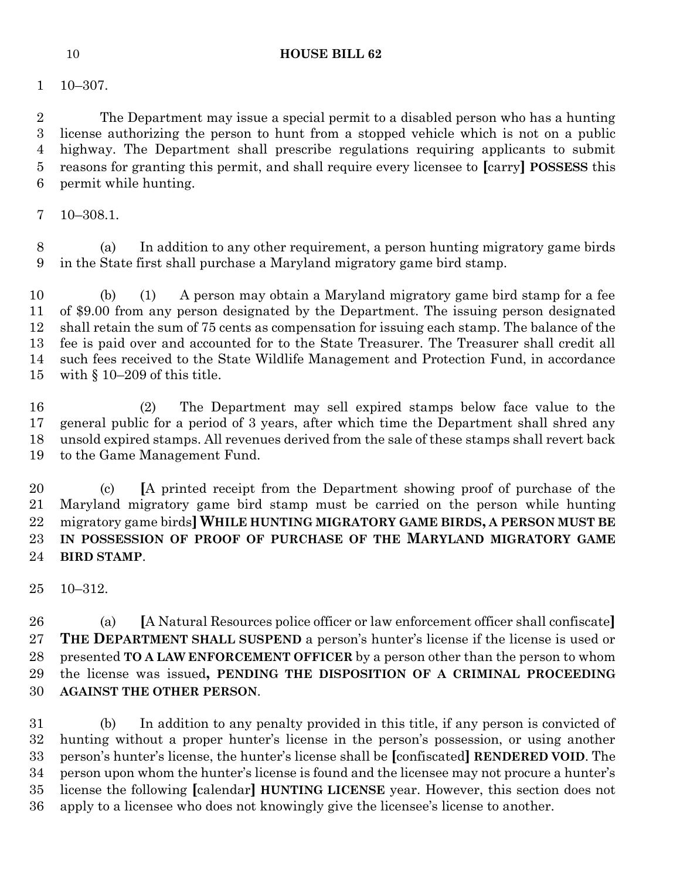10–307.

The Department may issue a special permit to a disabled person who has a hunting license authorizing the person to hunt from a stopped vehicle which is not on a public highway. The Department shall prescribe regulations requiring applicants to submit reasons for granting this permit, and shall require every licensee to **[**carry**]** **POSSESS** this permit while hunting.

10–308.1.

(a) In addition to any other requirement, a person hunting migratory game birds in the State first shall purchase a Maryland migratory game bird stamp.

(b) (1) A person may obtain a Maryland migratory game bird stamp for a fee of $9.00 from any person designated by the Department. The issuing person designated shall retain the sum of 75 cents as compensation for issuing each stamp. The balance of the fee is paid over and accounted for to the State Treasurer. The Treasurer shall credit all such fees received to the State Wildlife Management and Protection Fund, in accordance with § 10–209 of this title.

(2) The Department may sell expired stamps below face value to the general public for a period of 3 years, after which time the Department shall shred any unsold expired stamps. All revenues derived from the sale of these stamps shall revert back to the Game Management Fund.

(c) **[**A printed receipt from the Department showing proof of purchase of the Maryland migratory game bird stamp must be carried on the person while hunting migratory game birds**]** **WHILE HUNTING MIGRATORY GAME BIRDS, A PERSON MUST BE IN POSSESSION OF PROOF OF PURCHASE OF THE MARYLAND MIGRATORY GAME BIRD STAMP**.

10–312.

(a) **[**A Natural Resources police officer or law enforcement officer shall confiscate**]** **THE DEPARTMENT SHALL SUSPEND** a person's hunter's license if the license is used or presented **TO A LAW ENFORCEMENT OFFICER** by a person other than the person to whom the license was issued**, PENDING THE DISPOSITION OF A CRIMINAL PROCEEDING AGAINST THE OTHER PERSON**.

(b) In addition to any penalty provided in this title, if any person is convicted of hunting without a proper hunter's license in the person's possession, or using another person's hunter's license, the hunter's license shall be **[**confiscated**]** **RENDERED VOID**. The person upon whom the hunter's license is found and the licensee may not procure a hunter's license the following **[**calendar**]** **HUNTING LICENSE** year. However, this section does not apply to a licensee who does not knowingly give the licensee's license to another.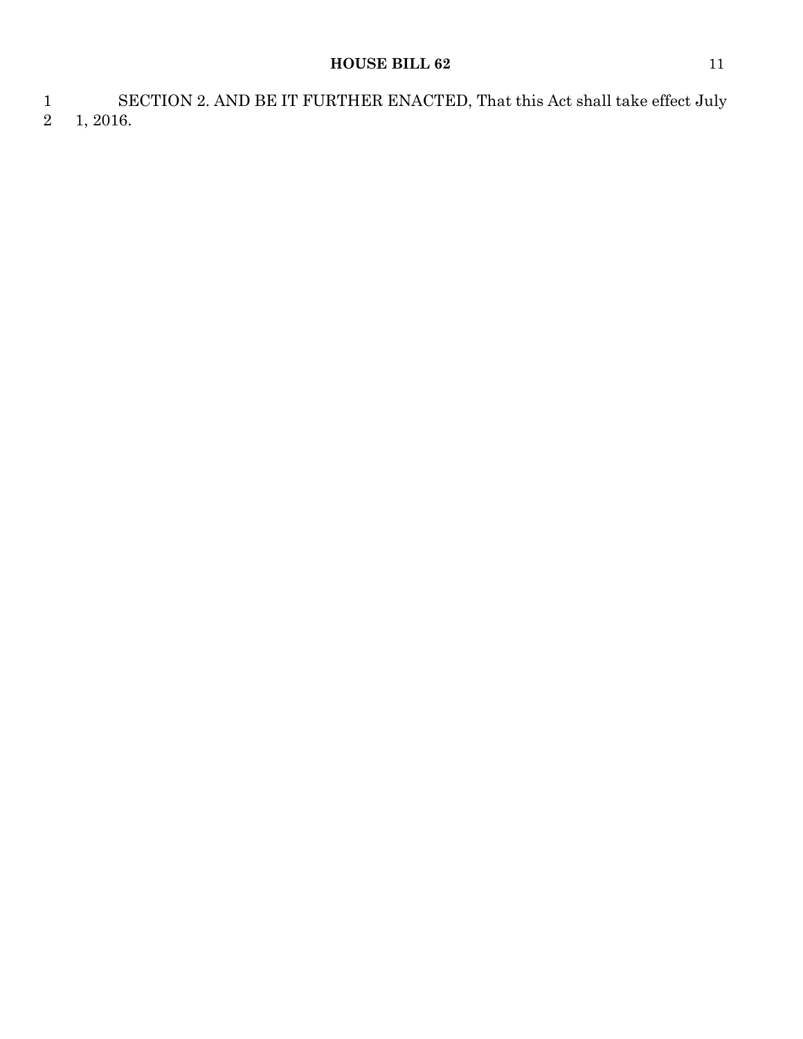SECTION 2. AND BE IT FURTHER ENACTED, That this Act shall take effect July 1, 2016.